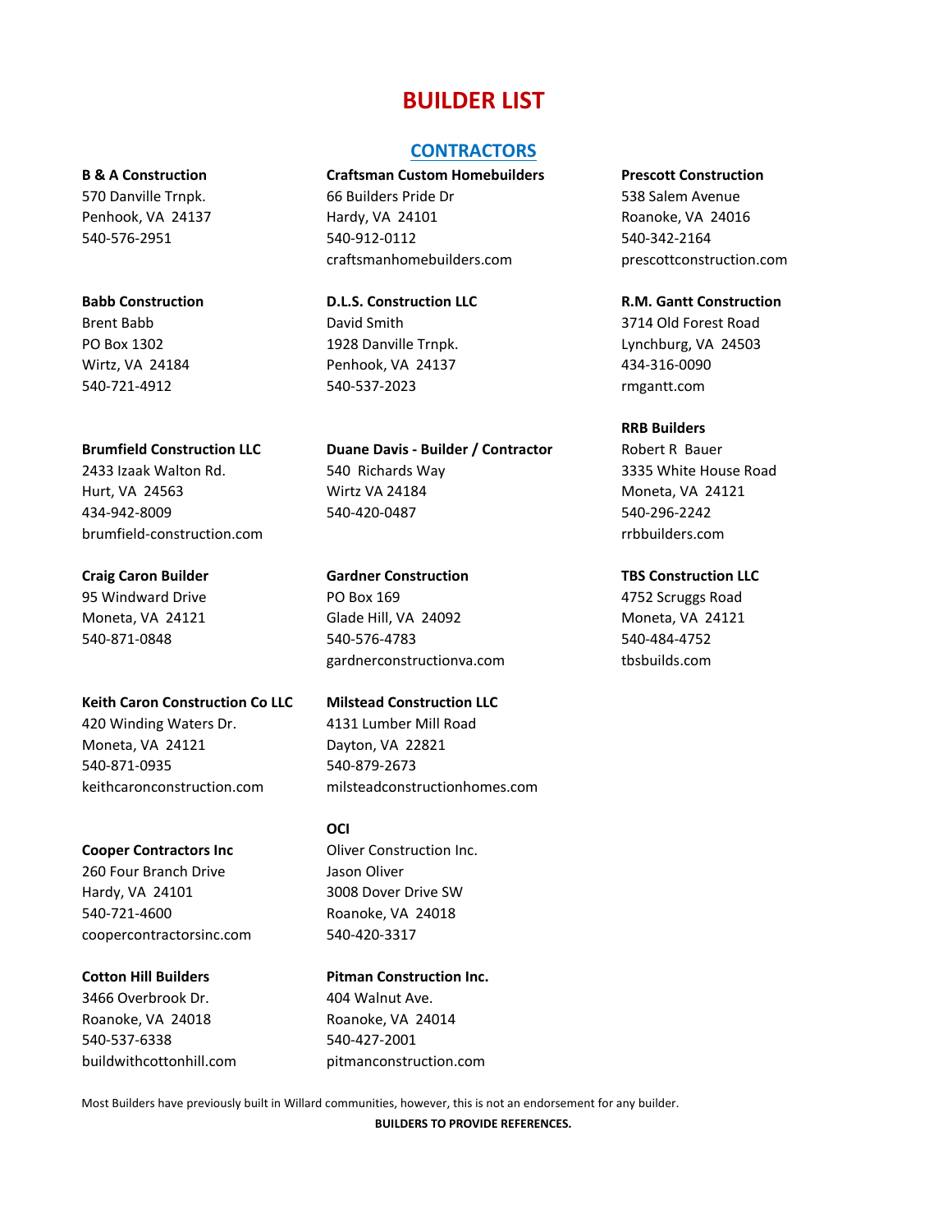# BUILDER LIST

## CONTRACTORS

**B & A Construction**
570 Danville Trnpk.
Penhook, VA 24137
540-576-2951

**Babb Construction**
Brent Babb
PO Box 1302
Wirtz, VA 24184
540-721-4912

**Brumfield Construction LLC**
2433 Izaak Walton Rd.
Hurt, VA 24563
434-942-8009
brumfield-construction.com

**Craig Caron Builder**
95 Windward Drive
Moneta, VA 24121
540-871-0848

**Keith Caron Construction Co LLC**
420 Winding Waters Dr.
Moneta, VA 24121
540-871-0935
keithcaronconstruction.com

**Cooper Contractors Inc**
260 Four Branch Drive
Hardy, VA 24101
540-721-4600
coopercontractorsinc.com

**Cotton Hill Builders**
3466 Overbrook Dr.
Roanoke, VA 24018
540-537-6338
buildwithcottonhill.com

**Craftsman Custom Homebuilders**
66 Builders Pride Dr
Hardy, VA 24101
540-912-0112
craftsmanhomebuilders.com

**D.L.S. Construction LLC**
David Smith
1928 Danville Trnpk.
Penhook, VA 24137
540-537-2023

**Duane Davis - Builder / Contractor**
540 Richards Way
Wirtz VA 24184
540-420-0487

**Gardner Construction**
PO Box 169
Glade Hill, VA 24092
540-576-4783
gardnerconstructionva.com

**Milstead Construction LLC**
4131 Lumber Mill Road
Dayton, VA 22821
540-879-2673
milsteadconstructionhomes.com

**OCI**
Oliver Construction Inc.
Jason Oliver
3008 Dover Drive SW
Roanoke, VA 24018
540-420-3317

**Pitman Construction Inc.**
404 Walnut Ave.
Roanoke, VA 24014
540-427-2001
pitmanconstruction.com

**Prescott Construction**
538 Salem Avenue
Roanoke, VA 24016
540-342-2164
prescottconstruction.com

**R.M. Gantt Construction**
3714 Old Forest Road
Lynchburg, VA 24503
434-316-0090
rmgantt.com

**RRB Builders**
Robert R Bauer
3335 White House Road
Moneta, VA 24121
540-296-2242
rrbbuilders.com

**TBS Construction LLC**
4752 Scruggs Road
Moneta, VA 24121
540-484-4752
tbsbuilds.com

Most Builders have previously built in Willard communities, however, this is not an endorsement for any builder.

**BUILDERS TO PROVIDE REFERENCES.**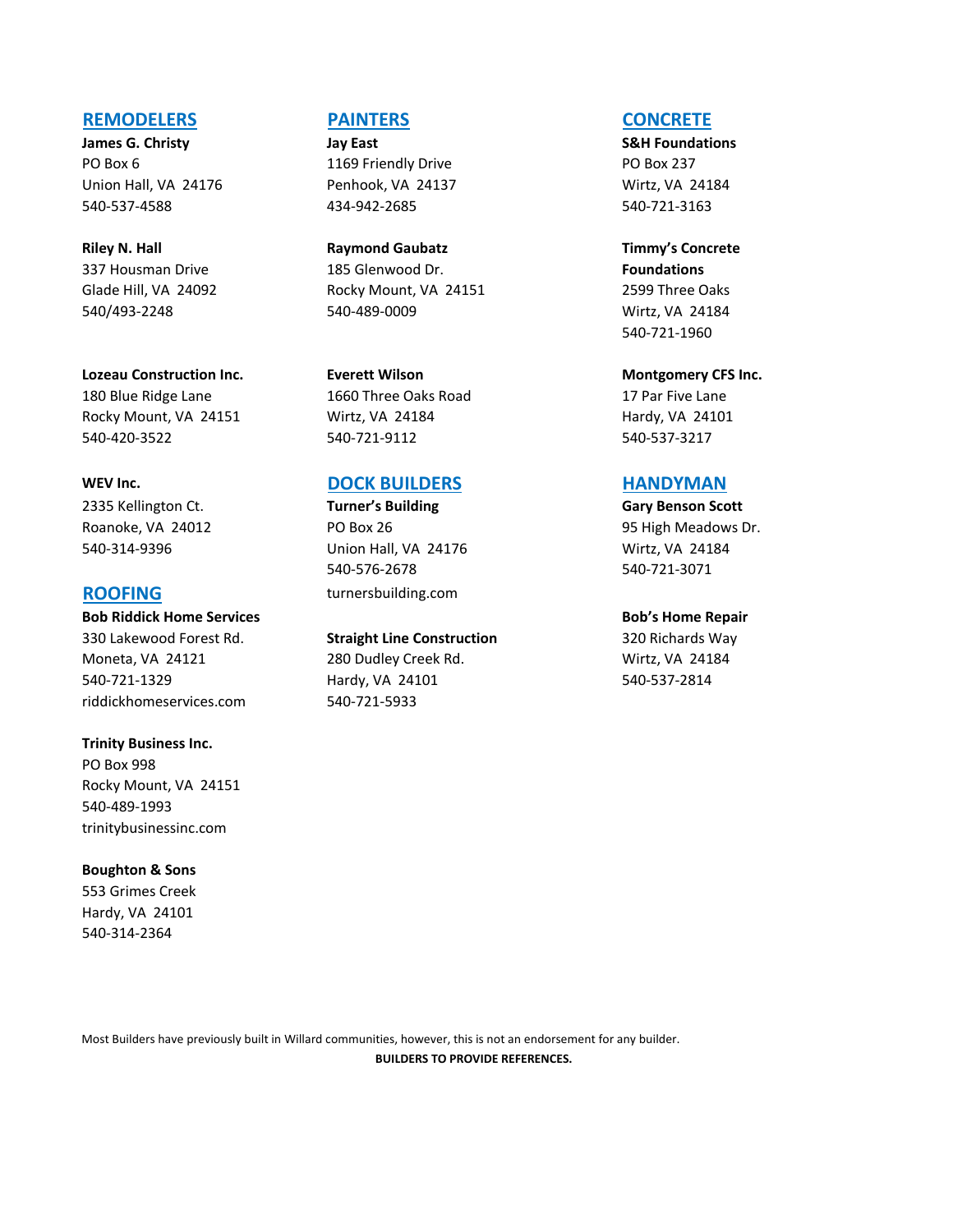## REMODELERS

**James G. Christy**
PO Box 6
Union Hall, VA 24176
540-537-4588

**Riley N. Hall**
337 Housman Drive
Glade Hill, VA 24092
540/493-2248

**Lozeau Construction Inc.**
180 Blue Ridge Lane
Rocky Mount, VA 24151
540-420-3522

**WEV Inc.**
2335 Kellington Ct.
Roanoke, VA 24012
540-314-9396

## ROOFING

**Bob Riddick Home Services**
330 Lakewood Forest Rd.
Moneta, VA 24121
540-721-1329
riddickhomeservices.com

**Trinity Business Inc.**
PO Box 998
Rocky Mount, VA 24151
540-489-1993
trinitybusinessinc.com

**Boughton & Sons**
553 Grimes Creek
Hardy, VA 24101
540-314-2364

## PAINTERS

**Jay East**
1169 Friendly Drive
Penhook, VA 24137
434-942-2685

**Raymond Gaubatz**
185 Glenwood Dr.
Rocky Mount, VA 24151
540-489-0009

**Everett Wilson**
1660 Three Oaks Road
Wirtz, VA 24184
540-721-9112

## DOCK BUILDERS

**Turner's Building**
PO Box 26
Union Hall, VA 24176
540-576-2678
turnersbuilding.com

**Straight Line Construction**
280 Dudley Creek Rd.
Hardy, VA 24101
540-721-5933

## CONCRETE

**S&H Foundations**
PO Box 237
Wirtz, VA 24184
540-721-3163

**Timmy's Concrete Foundations**
2599 Three Oaks
Wirtz, VA 24184
540-721-1960

**Montgomery CFS Inc.**
17 Par Five Lane
Hardy, VA 24101
540-537-3217

## HANDYMAN

**Gary Benson Scott**
95 High Meadows Dr.
Wirtz, VA 24184
540-721-3071

**Bob's Home Repair**
320 Richards Way
Wirtz, VA 24184
540-537-2814

Most Builders have previously built in Willard communities, however, this is not an endorsement for any builder.

**BUILDERS TO PROVIDE REFERENCES.**